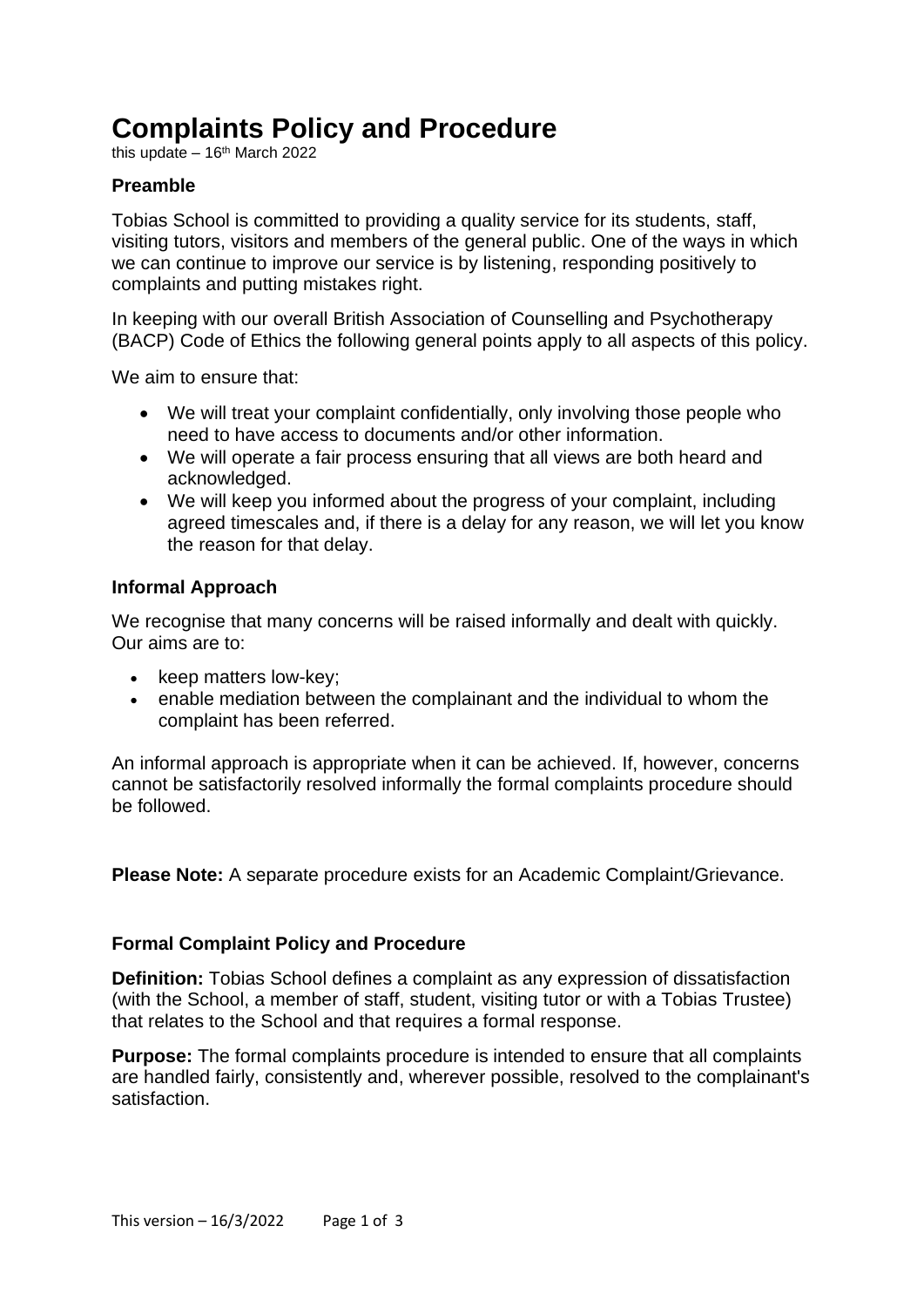# Complaints Policy and Procedure

this update – 16th March 2022

### Preamble

Tobias School is committed to providing a quality service for its students, staff, visiting tutors, visitors and members of the general public. One of the ways in which we can continue to improve our service is by listening, responding positively to complaints and putting mistakes right.

In keeping with our overall British Association of Counselling and Psychotherapy (BACP) Code of Ethics the following general points apply to all aspects of this policy.

We aim to ensure that:

- We will treat your complaint confidentially, only involving those people who need to have access to documents and/or other information.
- We will operate a fair process ensuring that all views are both heard and acknowledged.
- We will keep you informed about the progress of your complaint, including agreed timescales and, if there is a delay for any reason, we will let you know the reason for that delay.

### Informal Approach

We recognise that many concerns will be raised informally and dealt with quickly. Our aims are to:

- keep matters low-key;
- enable mediation between the complainant and the individual to whom the complaint has been referred.

An informal approach is appropriate when it can be achieved. If, however, concerns cannot be satisfactorily resolved informally the formal complaints procedure should be followed.

**Please Note:** A separate procedure exists for an Academic Complaint/Grievance.

### Formal Complaint Policy and Procedure

**Definition:** Tobias School defines a complaint as any expression of dissatisfaction (with the School, a member of staff, student, visiting tutor or with a Tobias Trustee) that relates to the School and that requires a formal response.

**Purpose:** The formal complaints procedure is intended to ensure that all complaints are handled fairly, consistently and, wherever possible, resolved to the complainant's satisfaction.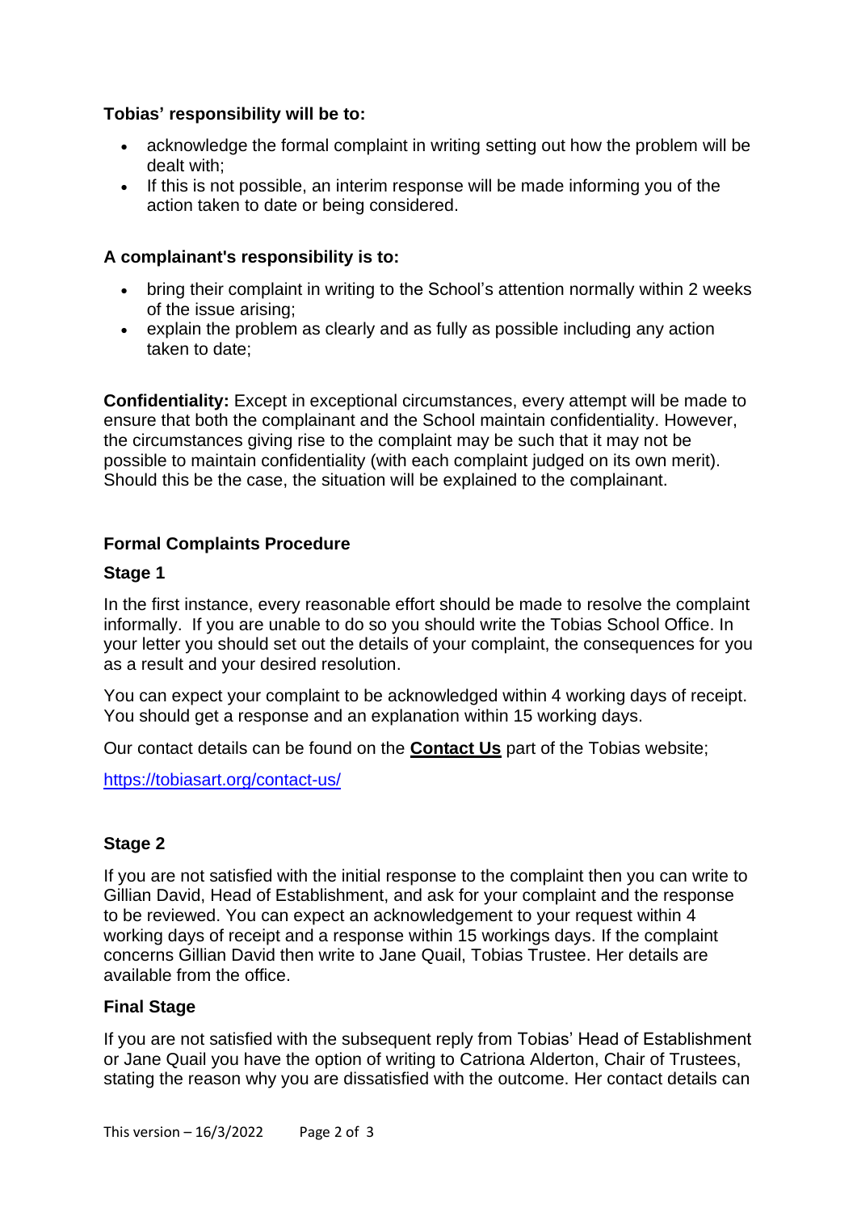**Tobias' responsibility will be to:**

- acknowledge the formal complaint in writing setting out how the problem will be dealt with;
- If this is not possible, an interim response will be made informing you of the action taken to date or being considered.

**A complainant's responsibility is to:**

- bring their complaint in writing to the School's attention normally within 2 weeks of the issue arising;
- explain the problem as clearly and as fully as possible including any action taken to date;

**Confidentiality:** Except in exceptional circumstances, every attempt will be made to ensure that both the complainant and the School maintain confidentiality. However, the circumstances giving rise to the complaint may be such that it may not be possible to maintain confidentiality (with each complaint judged on its own merit). Should this be the case, the situation will be explained to the complainant.

## Formal Complaints Procedure

### Stage 1

In the first instance, every reasonable effort should be made to resolve the complaint informally. If you are unable to do so you should write the Tobias School Office. In your letter you should set out the details of your complaint, the consequences for you as a result and your desired resolution.

You can expect your complaint to be acknowledged within 4 working days of receipt. You should get a response and an explanation within 15 working days.

Our contact details can be found on the **Contact Us** part of the Tobias website;

https://tobiasart.org/contact-us/

### Stage 2

If you are not satisfied with the initial response to the complaint then you can write to Gillian David, Head of Establishment, and ask for your complaint and the response to be reviewed. You can expect an acknowledgement to your request within 4 working days of receipt and a response within 15 workings days. If the complaint concerns Gillian David then write to Jane Quail, Tobias Trustee. Her details are available from the office.

### Final Stage

If you are not satisfied with the subsequent reply from Tobias' Head of Establishment or Jane Quail you have the option of writing to Catriona Alderton, Chair of Trustees, stating the reason why you are dissatisfied with the outcome. Her contact details can

This version – 16/3/2022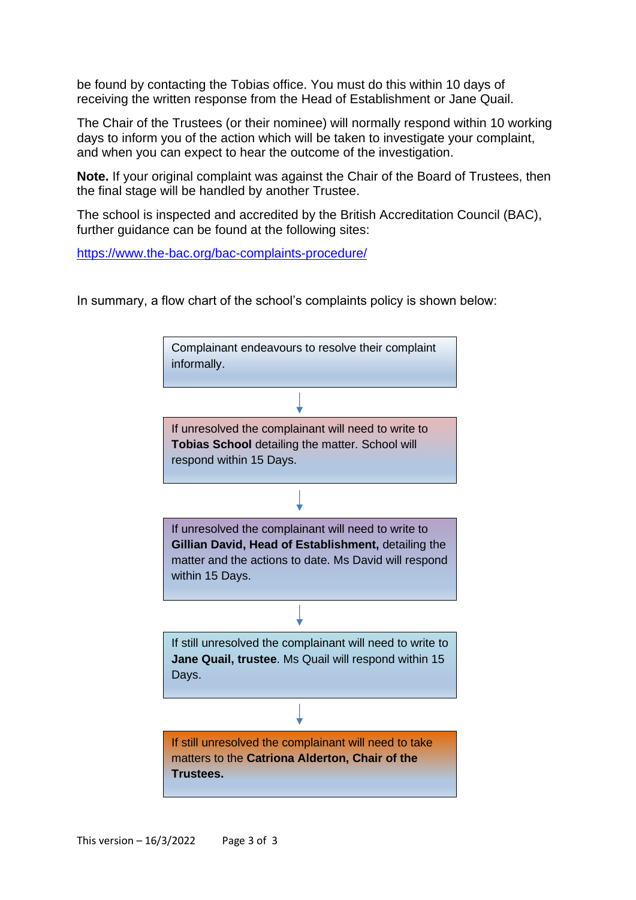be found by contacting the Tobias office. You must do this within 10 days of receiving the written response from the Head of Establishment or Jane Quail.

The Chair of the Trustees (or their nominee) will normally respond within 10 working days to inform you of the action which will be taken to investigate your complaint, and when you can expect to hear the outcome of the investigation.

**Note.** If your original complaint was against the Chair of the Board of Trustees, then the final stage will be handled by another Trustee.

The school is inspected and accredited by the British Accreditation Council (BAC), further guidance can be found at the following sites:

https://www.the-bac.org/bac-complaints-procedure/

In summary, a flow chart of the school's complaints policy is shown below:

Complainant endeavours to resolve their complaint informally.

↓

If unresolved the complainant will need to write to **Tobias School** detailing the matter. School will respond within 15 Days.

↓

If unresolved the complainant will need to write to **Gillian David, Head of Establishment,** detailing the matter and the actions to date. Ms David will respond within 15 Days.

↓

If still unresolved the complainant will need to write to **Jane Quail, trustee**. Ms Quail will respond within 15 Days.

↓

If still unresolved the complainant will need to take matters to the **Catriona Alderton, Chair of the Trustees.**

This version – 16/3/2022